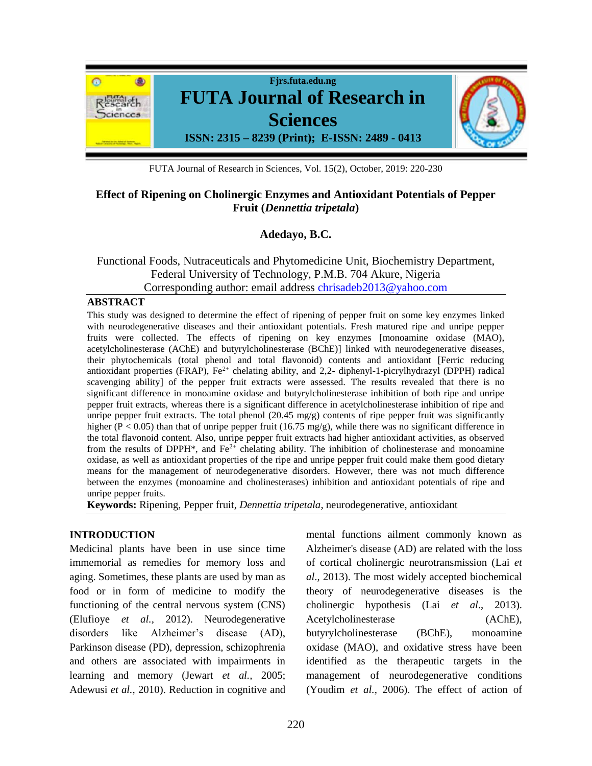# Effect of Ripening on Cholinergic Enzymes and Antioxidant Potentials of Pepper Fruit (*Dennettia tripetala*)

**Adedayo, B.C.**

Functional Foods, Nutraceuticals and Phytomedicine Unit, Biochemistry Department, Federal University of Technology, P.M.B. 704 Akure, Nigeria
Corresponding author: email address chrisadeb2013@yahoo.com

## ABSTRACT

This study was designed to determine the effect of ripening of pepper fruit on some key enzymes linked with neurodegenerative diseases and their antioxidant potentials. Fresh matured ripe and unripe pepper fruits were collected. The effects of ripening on key enzymes [monoamine oxidase (MAO), acetylcholinesterase (AChE) and butyrylcholinesterase (BChE)] linked with neurodegenerative diseases, their phytochemicals (total phenol and total flavonoid) contents and antioxidant [Ferric reducing antioxidant properties (FRAP), $Fe^{2+}$ chelating ability, and 2,2- diphenyl-1-picrylhydrazyl (DPPH) radical scavenging ability] of the pepper fruit extracts were assessed. The results revealed that there is no significant difference in monoamine oxidase and butyrylcholinesterase inhibition of both ripe and unripe pepper fruit extracts, whereas there is a significant difference in acetylcholinesterase inhibition of ripe and unripe pepper fruit extracts. The total phenol (20.45 mg/g) contents of ripe pepper fruit was significantly higher ($P < 0.05$) than that of unripe pepper fruit (16.75 mg/g), while there was no significant difference in the total flavonoid content. Also, unripe pepper fruit extracts had higher antioxidant activities, as observed from the results of DPPH*, and $Fe^{2+}$ chelating ability. The inhibition of cholinesterase and monoamine oxidase, as well as antioxidant properties of the ripe and unripe pepper fruit could make them good dietary means for the management of neurodegenerative disorders. However, there was not much difference between the enzymes (monoamine and cholinesterases) inhibition and antioxidant potentials of ripe and unripe pepper fruits.

**Keywords:** Ripening, Pepper fruit, *Dennettia tripetala*, neurodegenerative, antioxidant

## INTRODUCTION

Medicinal plants have been in use since time immemorial as remedies for memory loss and aging. Sometimes, these plants are used by man as food or in form of medicine to modify the functioning of the central nervous system (CNS) (Elufioye *et al.,* 2012). Neurodegenerative disorders like Alzheimer's disease (AD), Parkinson disease (PD), depression, schizophrenia and others are associated with impairments in learning and memory (Jewart *et al.,* 2005; Adewusi *et al.,* 2010). Reduction in cognitive and mental functions ailment commonly known as Alzheimer's disease (AD) are related with the loss of cortical cholinergic neurotransmission (Lai *et al*., 2013). The most widely accepted biochemical theory of neurodegenerative diseases is the cholinergic hypothesis (Lai *et al*., 2013). Acetylcholinesterase (AChE), butyrylcholinesterase (BChE), monoamine oxidase (MAO), and oxidative stress have been identified as the therapeutic targets in the management of neurodegenerative conditions (Youdim *et al.,* 2006). The effect of action of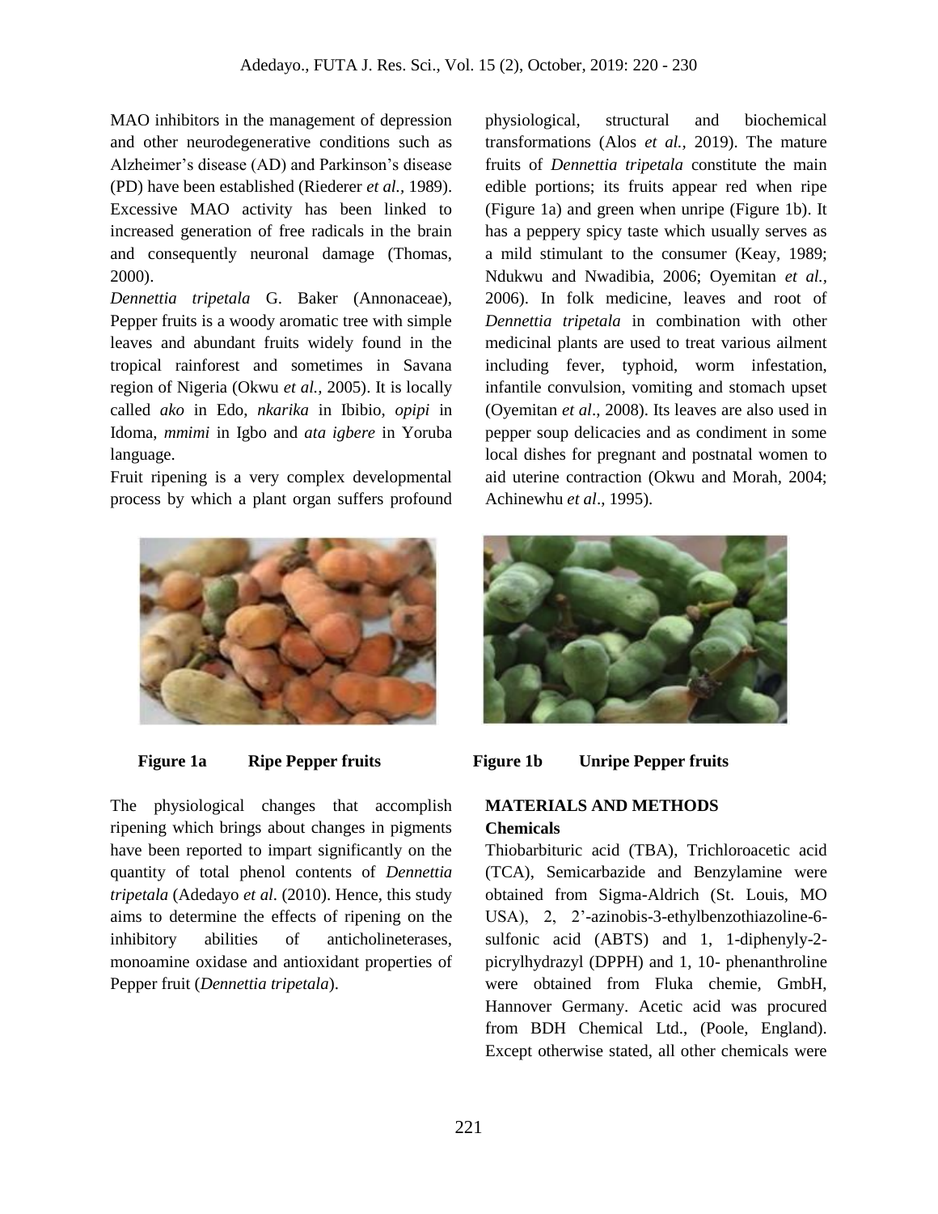MAO inhibitors in the management of depression and other neurodegenerative conditions such as Alzheimer's disease (AD) and Parkinson's disease (PD) have been established (Riederer *et al.,* 1989). Excessive MAO activity has been linked to increased generation of free radicals in the brain and consequently neuronal damage (Thomas, 2000).

*Dennettia tripetala* G. Baker (Annonaceae), Pepper fruits is a woody aromatic tree with simple leaves and abundant fruits widely found in the tropical rainforest and sometimes in Savana region of Nigeria (Okwu *et al.,* 2005). It is locally called *ako* in Edo, *nkarika* in Ibibio, *opipi* in Idoma, *mmimi* in Igbo and *ata igbere* in Yoruba language.

Fruit ripening is a very complex developmental process by which a plant organ suffers profound physiological, structural and biochemical transformations (Alos *et al.,* 2019). The mature fruits of *Dennettia tripetala* constitute the main edible portions; its fruits appear red when ripe (Figure 1a) and green when unripe (Figure 1b). It has a peppery spicy taste which usually serves as a mild stimulant to the consumer (Keay, 1989; Ndukwu and Nwadibia, 2006; Oyemitan *et al.,* 2006). In folk medicine, leaves and root of *Dennettia tripetala* in combination with other medicinal plants are used to treat various ailment including fever, typhoid, worm infestation, infantile convulsion, vomiting and stomach upset (Oyemitan *et al*., 2008). Its leaves are also used in pepper soup delicacies and as condiment in some local dishes for pregnant and postnatal women to aid uterine contraction (Okwu and Morah, 2004; Achinewhu *et al*., 1995).

**Figure 1a** **Ripe Pepper fruits**

**Figure 1b** **Unripe Pepper fruits**

The physiological changes that accomplish ripening which brings about changes in pigments have been reported to impart significantly on the quantity of total phenol contents of *Dennettia tripetala* (Adedayo *et al.* (2010). Hence, this study aims to determine the effects of ripening on the inhibitory abilities of anticholineterases, monoamine oxidase and antioxidant properties of Pepper fruit (*Dennettia tripetala*).

## MATERIALS AND METHODS

### Chemicals

Thiobarbituric acid (TBA), Trichloroacetic acid (TCA), Semicarbazide and Benzylamine were obtained from Sigma-Aldrich (St. Louis, MO USA), 2, 2'-azinobis-3-ethylbenzothiazoline-6-sulfonic acid (ABTS) and 1, 1-diphenyly-2-picrylhydrazyl (DPPH) and 1, 10- phenanthroline were obtained from Fluka chemie, GmbH, Hannover Germany. Acetic acid was procured from BDH Chemical Ltd., (Poole, England). Except otherwise stated, all other chemicals were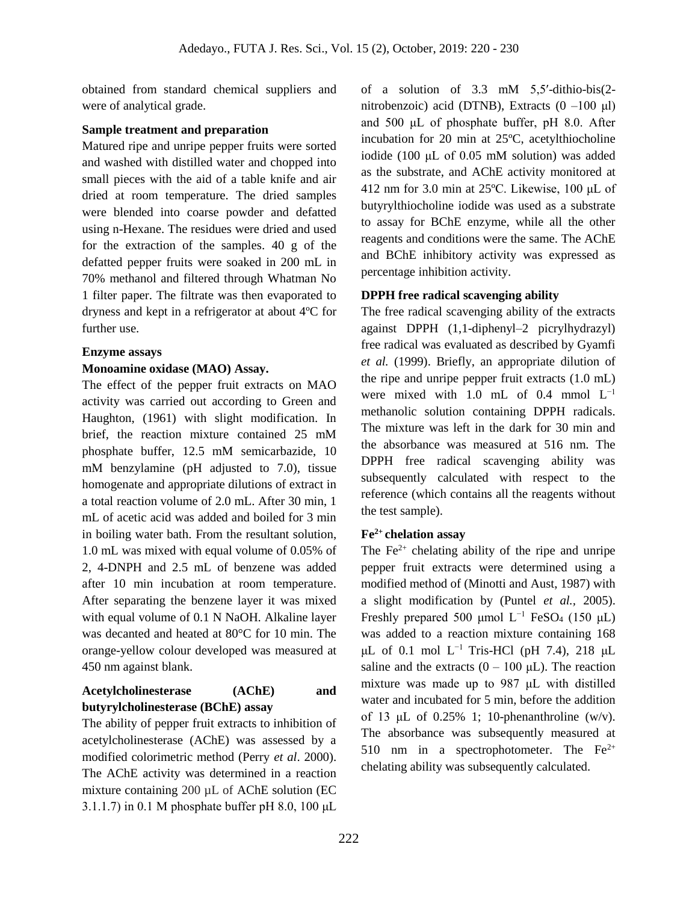obtained from standard chemical suppliers and were of analytical grade.

**Sample treatment and preparation**

Matured ripe and unripe pepper fruits were sorted and washed with distilled water and chopped into small pieces with the aid of a table knife and air dried at room temperature. The dried samples were blended into coarse powder and defatted using n-Hexane. The residues were dried and used for the extraction of the samples. 40 g of the defatted pepper fruits were soaked in 200 mL in 70% methanol and filtered through Whatman No 1 filter paper. The filtrate was then evaporated to dryness and kept in a refrigerator at about 4ºC for further use.

**Enzyme assays**

**Monoamine oxidase (MAO) Assay.**

The effect of the pepper fruit extracts on MAO activity was carried out according to Green and Haughton, (1961) with slight modification. In brief, the reaction mixture contained 25 mM phosphate buffer, 12.5 mM semicarbazide, 10 mM benzylamine (pH adjusted to 7.0), tissue homogenate and appropriate dilutions of extract in a total reaction volume of 2.0 mL. After 30 min, 1 mL of acetic acid was added and boiled for 3 min in boiling water bath. From the resultant solution, 1.0 mL was mixed with equal volume of 0.05% of 2, 4-DNPH and 2.5 mL of benzene was added after 10 min incubation at room temperature. After separating the benzene layer it was mixed with equal volume of 0.1 N NaOH. Alkaline layer was decanted and heated at 80°C for 10 min. The orange-yellow colour developed was measured at 450 nm against blank.

**Acetylcholinesterase (AChE) and butyrylcholinesterase (BChE) assay**

The ability of pepper fruit extracts to inhibition of acetylcholinesterase (AChE) was assessed by a modified colorimetric method (Perry *et al*. 2000). The AChE activity was determined in a reaction mixture containing 200 µL of AChE solution (EC 3.1.1.7) in 0.1 M phosphate buffer pH 8.0, 100 μL of a solution of 3.3 mM 5,5′-dithio-bis(2-nitrobenzoic) acid (DTNB), Extracts (0 –100 μl) and 500 μL of phosphate buffer, pH 8.0. After incubation for 20 min at 25ºC, acetylthiocholine iodide (100 μL of 0.05 mM solution) was added as the substrate, and AChE activity monitored at 412 nm for 3.0 min at 25ºC. Likewise, 100 μL of butyrylthiocholine iodide was used as a substrate to assay for BChE enzyme, while all the other reagents and conditions were the same. The AChE and BChE inhibitory activity was expressed as percentage inhibition activity.

**DPPH free radical scavenging ability**

The free radical scavenging ability of the extracts against DPPH (1,1-diphenyl–2 picrylhydrazyl) free radical was evaluated as described by Gyamfi *et al.* (1999). Briefly, an appropriate dilution of the ripe and unripe pepper fruit extracts (1.0 mL) were mixed with 1.0 mL of 0.4 mmol $L^{-1}$ methanolic solution containing DPPH radicals. The mixture was left in the dark for 30 min and the absorbance was measured at 516 nm. The DPPH free radical scavenging ability was subsequently calculated with respect to the reference (which contains all the reagents without the test sample).

**$Fe^{2+}$ chelation assay**

The $Fe^{2+}$ chelating ability of the ripe and unripe pepper fruit extracts were determined using a modified method of (Minotti and Aust, 1987) with a slight modification by (Puntel *et al.*, 2005). Freshly prepared 500 μmol $L^{-1}$ $FeSO_4$ (150 μL) was added to a reaction mixture containing 168 μL of 0.1 mol $L^{-1}$ Tris-HCl (pH 7.4), 218 μL saline and the extracts (0 – 100 μL). The reaction mixture was made up to 987 μL with distilled water and incubated for 5 min, before the addition of 13 μL of 0.25% 1; 10-phenanthroline (w/v). The absorbance was subsequently measured at 510 nm in a spectrophotometer. The $Fe^{2+}$ chelating ability was subsequently calculated.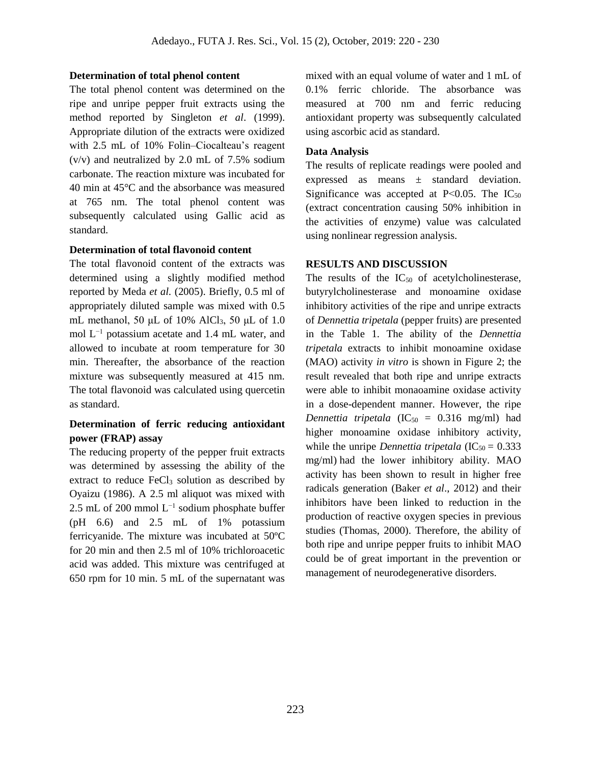### Determination of total phenol content

The total phenol content was determined on the ripe and unripe pepper fruit extracts using the method reported by Singleton *et al*. (1999). Appropriate dilution of the extracts were oxidized with 2.5 mL of 10% Folin–Ciocalteau's reagent (v/v) and neutralized by 2.0 mL of 7.5% sodium carbonate. The reaction mixture was incubated for 40 min at 45°C and the absorbance was measured at 765 nm. The total phenol content was subsequently calculated using Gallic acid as standard.

### Determination of total flavonoid content

The total flavonoid content of the extracts was determined using a slightly modified method reported by Meda *et al.* (2005). Briefly, 0.5 ml of appropriately diluted sample was mixed with 0.5 mL methanol, 50 μL of 10% $AlCl_3$, 50 μL of 1.0 mol $L^{-1}$ potassium acetate and 1.4 mL water, and allowed to incubate at room temperature for 30 min. Thereafter, the absorbance of the reaction mixture was subsequently measured at 415 nm. The total flavonoid was calculated using quercetin as standard.

### Determination of ferric reducing antioxidant power (FRAP) assay

The reducing property of the pepper fruit extracts was determined by assessing the ability of the extract to reduce $FeCl_3$ solution as described by Oyaizu (1986). A 2.5 ml aliquot was mixed with 2.5 mL of 200 mmol $L^{-1}$ sodium phosphate buffer (pH 6.6) and 2.5 mL of 1% potassium ferricyanide. The mixture was incubated at 50ºC for 20 min and then 2.5 ml of 10% trichloroacetic acid was added. This mixture was centrifuged at 650 rpm for 10 min. 5 mL of the supernatant was mixed with an equal volume of water and 1 mL of 0.1% ferric chloride. The absorbance was measured at 700 nm and ferric reducing antioxidant property was subsequently calculated using ascorbic acid as standard.

### Data Analysis

The results of replicate readings were pooled and expressed as means ± standard deviation. Significance was accepted at $P<0.05$. The $IC_{50}$ (extract concentration causing 50% inhibition in the activities of enzyme) value was calculated using nonlinear regression analysis.

## RESULTS AND DISCUSSION

The results of the $IC_{50}$ of acetylcholinesterase, butyrylcholinesterase and monoamine oxidase inhibitory activities of the ripe and unripe extracts of *Dennettia tripetala* (pepper fruits) are presented in the Table 1. The ability of the *Dennettia tripetala* extracts to inhibit monoamine oxidase (MAO) activity *in vitro* is shown in Figure 2; the result revealed that both ripe and unripe extracts were able to inhibit monaoamine oxidase activity in a dose-dependent manner. However, the ripe *Dennettia tripetala* ($IC_{50}$ = 0.316 mg/ml) had higher monoamine oxidase inhibitory activity, while the unripe *Dennettia tripetala* ($IC_{50}$ = 0.333 mg/ml) had the lower inhibitory ability. MAO activity has been shown to result in higher free radicals generation (Baker *et al*., 2012) and their inhibitors have been linked to reduction in the production of reactive oxygen species in previous studies (Thomas, 2000). Therefore, the ability of both ripe and unripe pepper fruits to inhibit MAO could be of great important in the prevention or management of neurodegenerative disorders.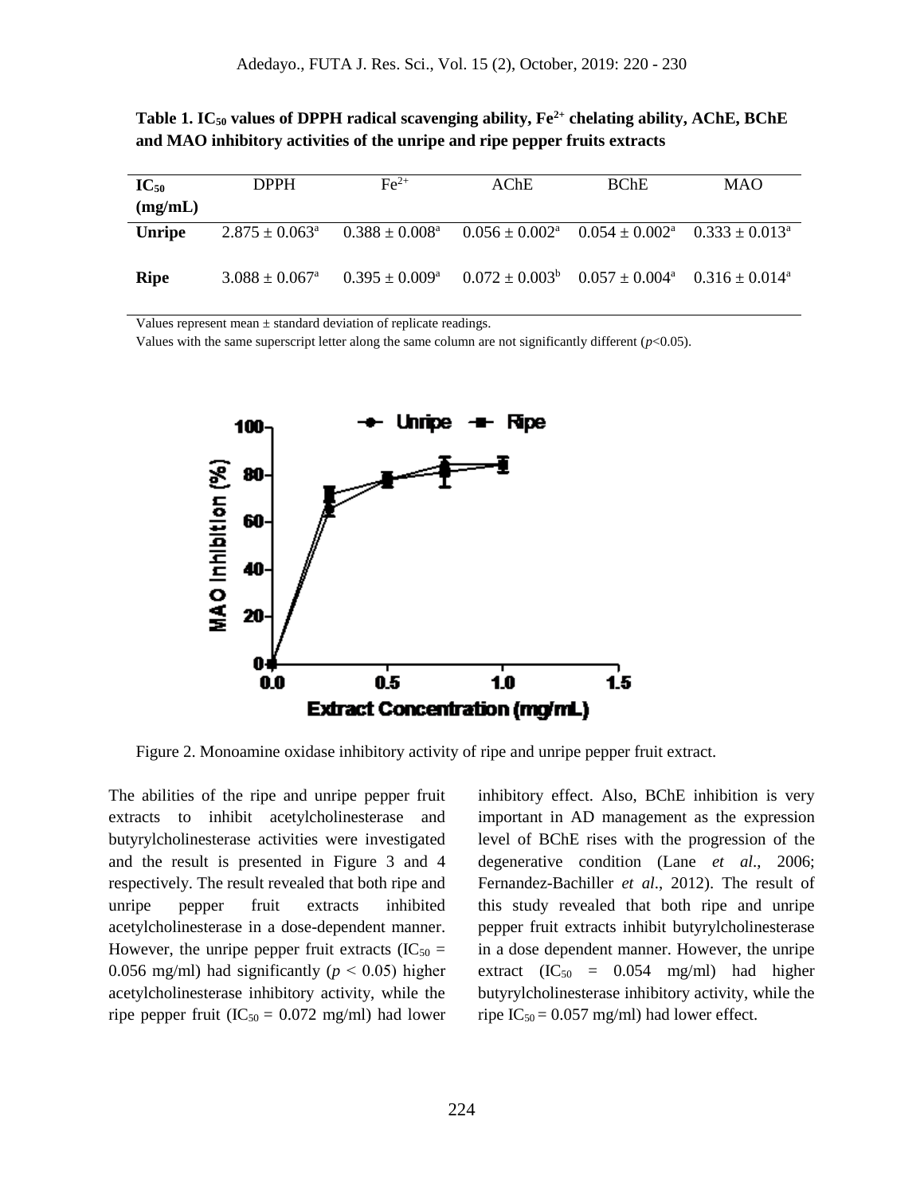**Table 1. $IC_{50}$ values of DPPH radical scavenging ability, $Fe^{2+}$ chelating ability, AChE, BChE and MAO inhibitory activities of the unripe and ripe pepper fruits extracts**

| $IC_{50}$ (mg/mL) | DPPH | $Fe^{2+}$ | AChE | BChE | MAO |
|---|---|---|---|---|---|
| **Unripe** | $2.875 \pm 0.063^a$ | $0.388 \pm 0.008^a$ | $0.056 \pm 0.002^a$ | $0.054 \pm 0.002^a$ | $0.333 \pm 0.013^a$ |
| **Ripe** | $3.088 \pm 0.067^a$ | $0.395 \pm 0.009^a$ | $0.072 \pm 0.003^b$ | $0.057 \pm 0.004^a$ | $0.316 \pm 0.014^a$ |

Values represent mean ± standard deviation of replicate readings.
Values with the same superscript letter along the same column are not significantly different ($p$<0.05).

Figure 2. Monoamine oxidase inhibitory activity of ripe and unripe pepper fruit extract.

The abilities of the ripe and unripe pepper fruit extracts to inhibit acetylcholinesterase and butyrylcholinesterase activities were investigated and the result is presented in Figure 3 and 4 respectively. The result revealed that both ripe and unripe pepper fruit extracts inhibited acetylcholinesterase in a dose-dependent manner. However, the unripe pepper fruit extracts ($IC_{50}$ = 0.056 mg/ml) had significantly ($p$ < 0.05) higher acetylcholinesterase inhibitory activity, while the ripe pepper fruit ($IC_{50}$ = 0.072 mg/ml) had lower inhibitory effect. Also, BChE inhibition is very important in AD management as the expression level of BChE rises with the progression of the degenerative condition (Lane *et al*., 2006; Fernandez-Bachiller *et al*., 2012). The result of this study revealed that both ripe and unripe pepper fruit extracts inhibit butyrylcholinesterase in a dose dependent manner. However, the unripe extract ($IC_{50}$ = 0.054 mg/ml) had higher butyrylcholinesterase inhibitory activity, while the ripe $IC_{50}$ = 0.057 mg/ml) had lower effect.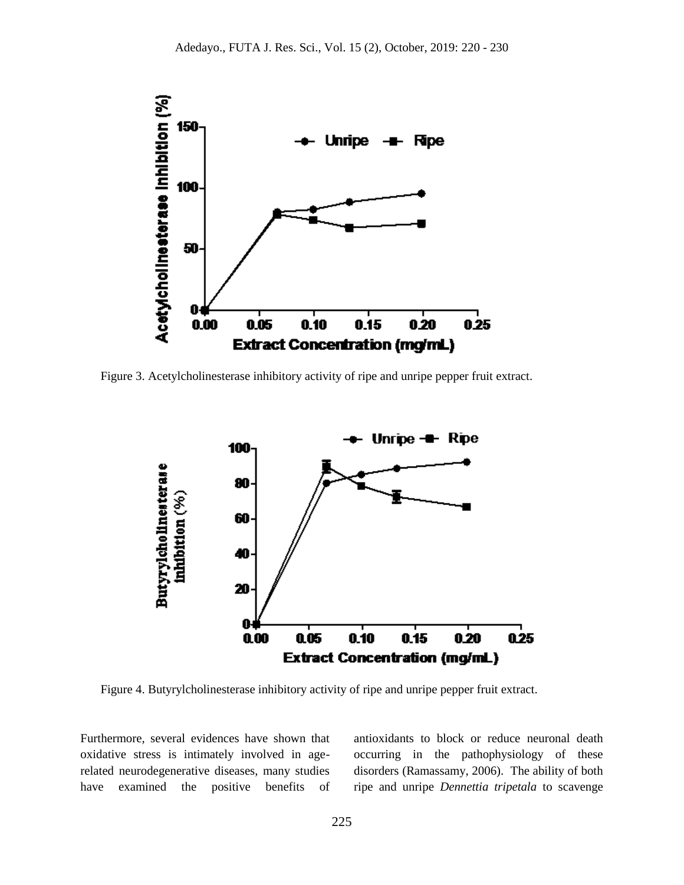Figure 3. Acetylcholinesterase inhibitory activity of ripe and unripe pepper fruit extract.

Figure 4. Butyrylcholinesterase inhibitory activity of ripe and unripe pepper fruit extract.

Furthermore, several evidences have shown that oxidative stress is intimately involved in age-related neurodegenerative diseases, many studies have examined the positive benefits of antioxidants to block or reduce neuronal death occurring in the pathophysiology of these disorders (Ramassamy, 2006). The ability of both ripe and unripe *Dennettia tripetala* to scavenge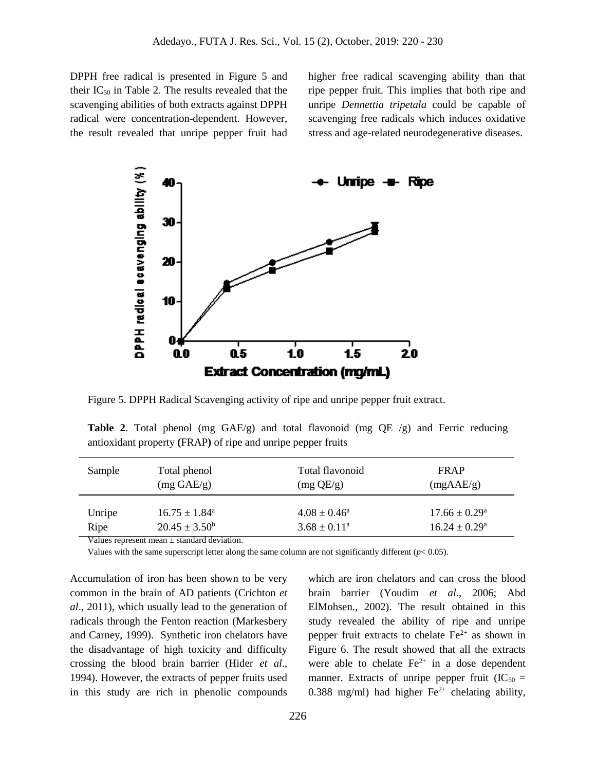DPPH free radical is presented in Figure 5 and their $IC_{50}$ in Table 2. The results revealed that the scavenging abilities of both extracts against DPPH radical were concentration-dependent. However, the result revealed that unripe pepper fruit had higher free radical scavenging ability than that ripe pepper fruit. This implies that both ripe and unripe *Dennettia tripetala* could be capable of scavenging free radicals which induces oxidative stress and age-related neurodegenerative diseases.

Figure 5. DPPH Radical Scavenging activity of ripe and unripe pepper fruit extract.

**Table 2**. Total phenol (mg GAE/g) and total flavonoid (mg QE /g) and Ferric reducing antioxidant property **(**FRAP**)** of ripe and unripe pepper fruits

| Sample | Total phenol (mg GAE/g) | Total flavonoid (mg QE/g) | FRAP (mgAAE/g) |
|---|---|---|---|
| Unripe | $16.75 \pm 1.84^{a}$ | $4.08 \pm 0.46^{a}$ | $17.66 \pm 0.29^{a}$ |
| Ripe | $20.45 \pm 3.50^{b}$ | $3.68 \pm 0.11^{a}$ | $16.24 \pm 0.29^{a}$ |

Values represent mean ± standard deviation.

Values with the same superscript letter along the same column are not significantly different ($p< 0.05$).

Accumulation of iron has been shown to be very common in the brain of AD patients (Crichton *et al*., 2011), which usually lead to the generation of radicals through the Fenton reaction (Markesbery and Carney, 1999). Synthetic iron chelators have the disadvantage of high toxicity and difficulty crossing the blood brain barrier (Hider *et al*., 1994). However, the extracts of pepper fruits used in this study are rich in phenolic compounds which are iron chelators and can cross the blood brain barrier (Youdim *et al*., 2006; Abd ElMohsen., 2002). The result obtained in this study revealed the ability of ripe and unripe pepper fruit extracts to chelate $Fe^{2+}$ as shown in Figure 6. The result showed that all the extracts were able to chelate $Fe^{2+}$ in a dose dependent manner. Extracts of unripe pepper fruit ($IC_{50}$ = 0.388 mg/ml) had higher $Fe^{2+}$ chelating ability,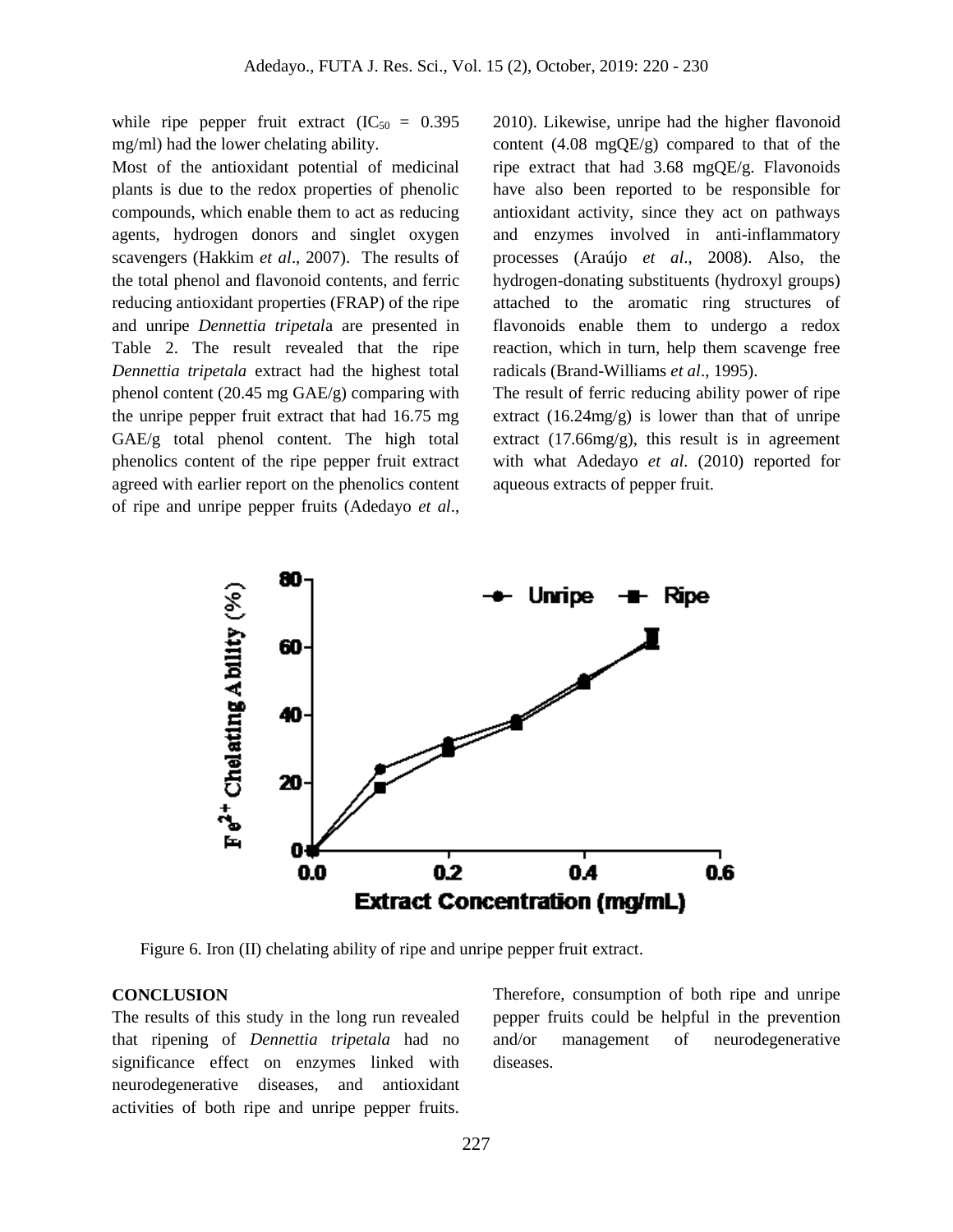while ripe pepper fruit extract ($IC_{50}$ = 0.395 mg/ml) had the lower chelating ability.

Most of the antioxidant potential of medicinal plants is due to the redox properties of phenolic compounds, which enable them to act as reducing agents, hydrogen donors and singlet oxygen scavengers (Hakkim *et al*., 2007). The results of the total phenol and flavonoid contents, and ferric reducing antioxidant properties (FRAP) of the ripe and unripe *Dennettia tripetal*a are presented in Table 2. The result revealed that the ripe *Dennettia tripetala* extract had the highest total phenol content (20.45 mg GAE/g) comparing with the unripe pepper fruit extract that had 16.75 mg GAE/g total phenol content. The high total phenolics content of the ripe pepper fruit extract agreed with earlier report on the phenolics content of ripe and unripe pepper fruits (Adedayo *et al*., 2010). Likewise, unripe had the higher flavonoid content (4.08 mgQE/g) compared to that of the ripe extract that had 3.68 mgQE/g. Flavonoids have also been reported to be responsible for antioxidant activity, since they act on pathways and enzymes involved in anti-inflammatory processes (Araújo *et al*., 2008). Also, the hydrogen-donating substituents (hydroxyl groups) attached to the aromatic ring structures of flavonoids enable them to undergo a redox reaction, which in turn, help them scavenge free radicals (Brand-Williams *et al*., 1995).

The result of ferric reducing ability power of ripe extract (16.24mg/g) is lower than that of unripe extract (17.66mg/g), this result is in agreement with what Adedayo *et al*. (2010) reported for aqueous extracts of pepper fruit.

Figure 6. Iron (II) chelating ability of ripe and unripe pepper fruit extract.

## CONCLUSION

The results of this study in the long run revealed that ripening of *Dennettia tripetala* had no significance effect on enzymes linked with neurodegenerative diseases, and antioxidant activities of both ripe and unripe pepper fruits. Therefore, consumption of both ripe and unripe pepper fruits could be helpful in the prevention and/or management of neurodegenerative diseases.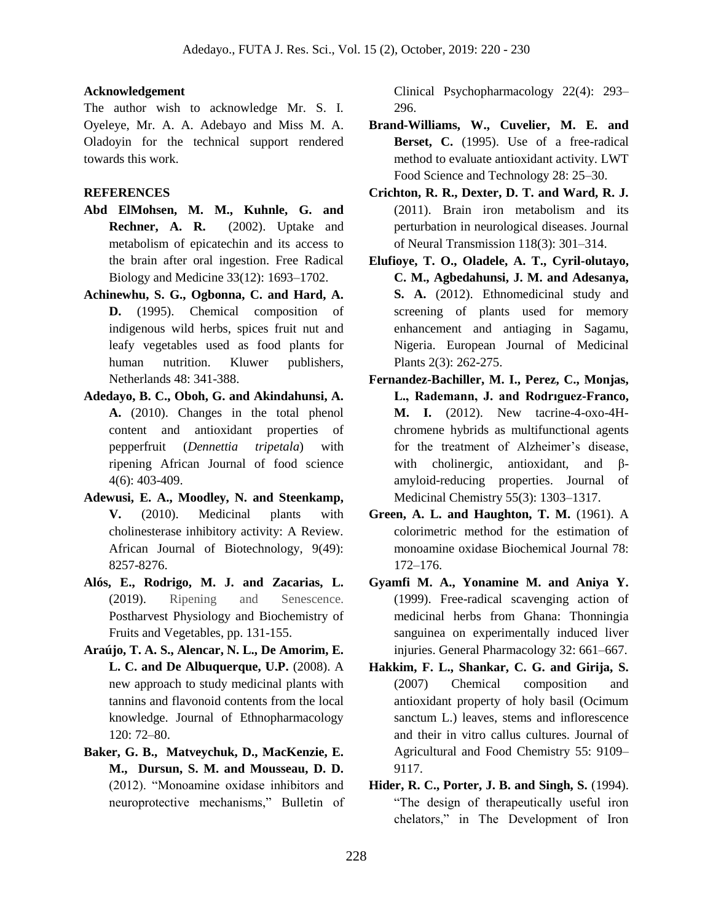**Acknowledgement**

The author wish to acknowledge Mr. S. I. Oyeleye, Mr. A. A. Adebayo and Miss M. A. Oladoyin for the technical support rendered towards this work.

**REFERENCES**

**Abd ElMohsen, M. M., Kuhnle, G. and Rechner, A. R.** (2002). Uptake and metabolism of epicatechin and its access to the brain after oral ingestion. Free Radical Biology and Medicine 33(12): 1693–1702.

**Achinewhu, S. G., Ogbonna, C. and Hard, A. D.** (1995). Chemical composition of indigenous wild herbs, spices fruit nut and leafy vegetables used as food plants for human nutrition. Kluwer publishers, Netherlands 48: 341-388.

**Adedayo, B. C., Oboh, G. and Akindahunsi, A. A.** (2010). Changes in the total phenol content and antioxidant properties of pepperfruit (*Dennettia tripetala*) with ripening African Journal of food science 4(6): 403-409.

**Adewusi, E. A., Moodley, N. and Steenkamp, V.** (2010). Medicinal plants with cholinesterase inhibitory activity: A Review. African Journal of Biotechnology, 9(49): 8257-8276.

**Alós, E., Rodrigo, M. J. and Zacarias, L.** (2019). Ripening and Senescence. Postharvest Physiology and Biochemistry of Fruits and Vegetables, pp. 131-155.

**Araújo, T. A. S., Alencar, N. L., De Amorim, E. L. C. and De Albuquerque, U.P.** (2008). A new approach to study medicinal plants with tannins and flavonoid contents from the local knowledge. Journal of Ethnopharmacology 120: 72–80.

**Baker, G. B., Matveychuk, D., MacKenzie, E. M., Dursun, S. M. and Mousseau, D. D.** (2012). "Monoamine oxidase inhibitors and neuroprotective mechanisms," Bulletin of Clinical Psychopharmacology 22(4): 293–296.

**Brand-Williams, W., Cuvelier, M. E. and Berset, C.** (1995). Use of a free-radical method to evaluate antioxidant activity. LWT Food Science and Technology 28: 25–30.

**Crichton, R. R., Dexter, D. T. and Ward, R. J.** (2011). Brain iron metabolism and its perturbation in neurological diseases. Journal of Neural Transmission 118(3): 301–314.

**Elufioye, T. O., Oladele, A. T., Cyril-olutayo, C. M., Agbedahunsi, J. M. and Adesanya, S. A.** (2012). Ethnomedicinal study and screening of plants used for memory enhancement and antiaging in Sagamu, Nigeria. European Journal of Medicinal Plants 2(3): 262-275.

**Fernandez-Bachiller, M. I., Perez, C., Monjas, L., Rademann, J. and Rodrıguez-Franco, M. I.** (2012). New tacrine-4-oxo-4H-chromene hybrids as multifunctional agents for the treatment of Alzheimer's disease, with cholinergic, antioxidant, and β-amyloid-reducing properties. Journal of Medicinal Chemistry 55(3): 1303–1317.

**Green, A. L. and Haughton, T. M.** (1961). A colorimetric method for the estimation of monoamine oxidase Biochemical Journal 78: 172–176.

**Gyamfi M. A., Yonamine M. and Aniya Y.** (1999). Free-radical scavenging action of medicinal herbs from Ghana: Thonningia sanguinea on experimentally induced liver injuries. General Pharmacology 32: 661–667.

**Hakkim, F. L., Shankar, C. G. and Girija, S.** (2007) Chemical composition and antioxidant property of holy basil (Ocimum sanctum L.) leaves, stems and inflorescence and their in vitro callus cultures. Journal of Agricultural and Food Chemistry 55: 9109–9117.

**Hider, R. C., Porter, J. B. and Singh, S.** (1994). "The design of therapeutically useful iron chelators," in The Development of Iron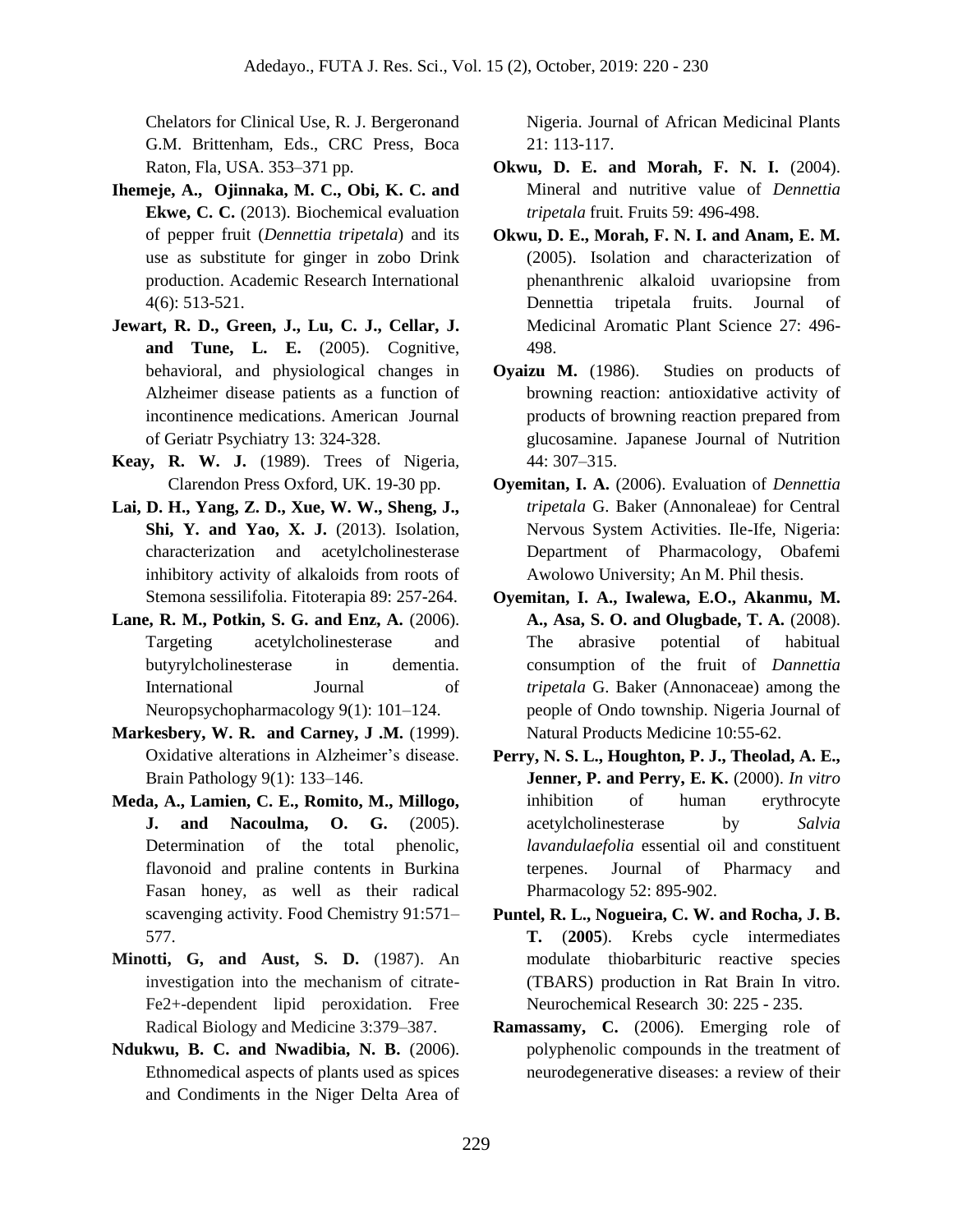Chelators for Clinical Use, R. J. Bergeronand G.M. Brittenham, Eds., CRC Press, Boca Raton, Fla, USA. 353–371 pp.

**Ihemeje, A., Ojinnaka, M. C., Obi, K. C. and Ekwe, C. C.** (2013). Biochemical evaluation of pepper fruit (*Dennettia tripetala*) and its use as substitute for ginger in zobo Drink production. Academic Research International 4(6): 513-521.

**Jewart, R. D., Green, J., Lu, C. J., Cellar, J. and Tune, L. E.** (2005). Cognitive, behavioral, and physiological changes in Alzheimer disease patients as a function of incontinence medications. American Journal of Geriatr Psychiatry 13: 324-328.

**Keay, R. W. J.** (1989). Trees of Nigeria, Clarendon Press Oxford, UK. 19-30 pp.

**Lai, D. H., Yang, Z. D., Xue, W. W., Sheng, J., Shi, Y. and Yao, X. J.** (2013). Isolation, characterization and acetylcholinesterase inhibitory activity of alkaloids from roots of Stemona sessilifolia. Fitoterapia 89: 257-264.

**Lane, R. M., Potkin, S. G. and Enz, A.** (2006). Targeting acetylcholinesterase and butyrylcholinesterase in dementia. International Journal of Neuropsychopharmacology 9(1): 101–124.

**Markesbery, W. R. and Carney, J .M.** (1999). Oxidative alterations in Alzheimer's disease. Brain Pathology 9(1): 133–146.

**Meda, A., Lamien, C. E., Romito, M., Millogo, J. and Nacoulma, O. G.** (2005). Determination of the total phenolic, flavonoid and praline contents in Burkina Fasan honey, as well as their radical scavenging activity. Food Chemistry 91:571–577.

**Minotti, G, and Aust, S. D.** (1987). An investigation into the mechanism of citrate-Fe2+-dependent lipid peroxidation. Free Radical Biology and Medicine 3:379–387.

**Ndukwu, B. C. and Nwadibia, N. B.** (2006). Ethnomedical aspects of plants used as spices and Condiments in the Niger Delta Area of Nigeria. Journal of African Medicinal Plants 21: 113-117.

**Okwu, D. E. and Morah, F. N. I.** (2004). Mineral and nutritive value of *Dennettia tripetala* fruit. Fruits 59: 496-498.

**Okwu, D. E., Morah, F. N. I. and Anam, E. M.** (2005). Isolation and characterization of phenanthrenic alkaloid uvariopsine from Dennettia tripetala fruits. Journal of Medicinal Aromatic Plant Science 27: 496-498.

**Oyaizu M.** (1986). Studies on products of browning reaction: antioxidative activity of products of browning reaction prepared from glucosamine. Japanese Journal of Nutrition 44: 307–315.

**Oyemitan, I. A.** (2006). Evaluation of *Dennettia tripetala* G. Baker (Annonaleae) for Central Nervous System Activities. Ile-Ife, Nigeria: Department of Pharmacology, Obafemi Awolowo University; An M. Phil thesis.

**Oyemitan, I. A., Iwalewa, E.O., Akanmu, M. A., Asa, S. O. and Olugbade, T. A.** (2008). The abrasive potential of habitual consumption of the fruit of *Dannettia tripetala* G. Baker (Annonaceae) among the people of Ondo township. Nigeria Journal of Natural Products Medicine 10:55-62.

**Perry, N. S. L., Houghton, P. J., Theolad, A. E., Jenner, P. and Perry, E. K.** (2000). *In vitro* inhibition of human erythrocyte acetylcholinesterase by *Salvia lavandulaefolia* essential oil and constituent terpenes. Journal of Pharmacy and Pharmacology 52: 895-902.

**Puntel, R. L., Nogueira, C. W. and Rocha, J. B. T.** (**2005**). Krebs cycle intermediates modulate thiobarbituric reactive species (TBARS) production in Rat Brain In vitro. Neurochemical Research 30: 225 - 235.

**Ramassamy, C.** (2006). Emerging role of polyphenolic compounds in the treatment of neurodegenerative diseases: a review of their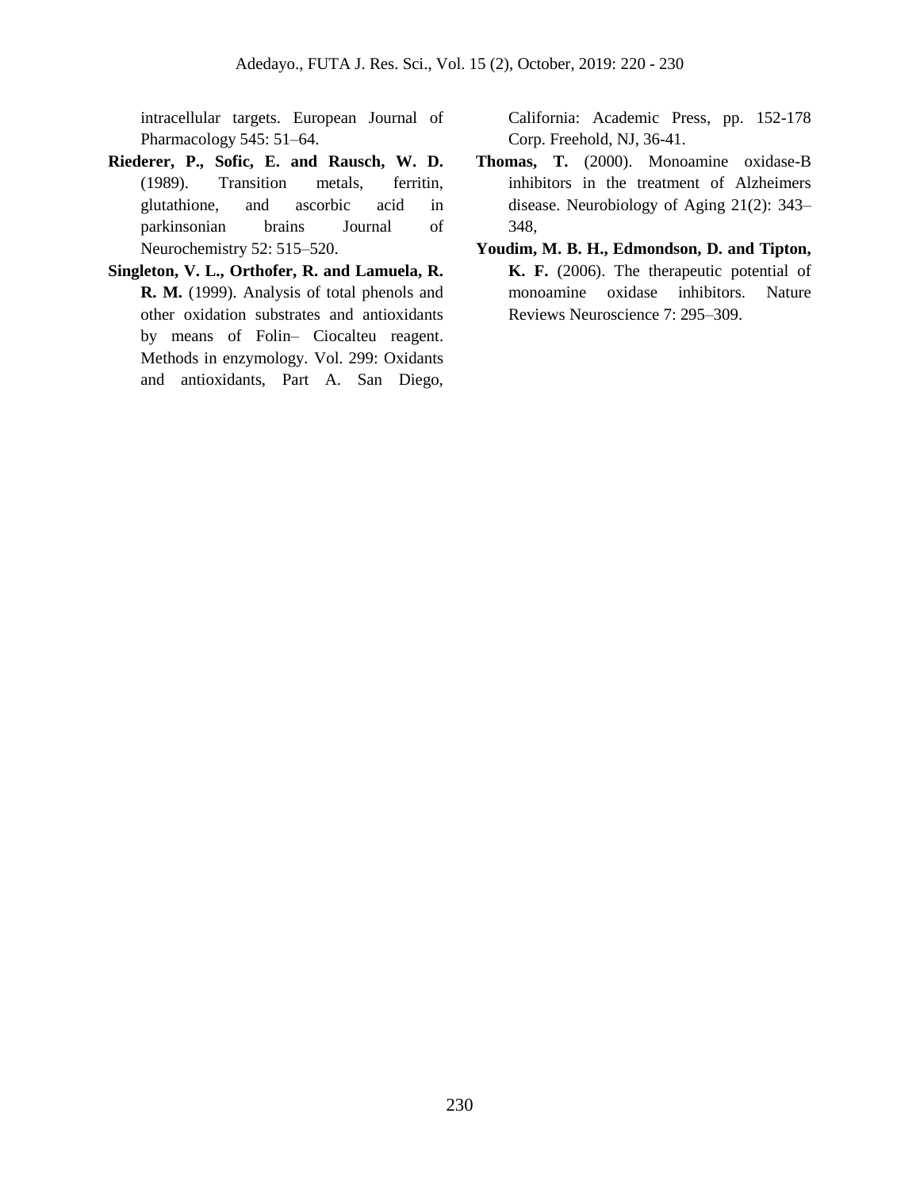intracellular targets. European Journal of Pharmacology 545: 51–64.

**Riederer, P., Sofic, E. and Rausch, W. D.** (1989). Transition metals, ferritin, glutathione, and ascorbic acid in parkinsonian brains Journal of Neurochemistry 52: 515–520.

**Singleton, V. L., Orthofer, R. and Lamuela, R. R. M.** (1999). Analysis of total phenols and other oxidation substrates and antioxidants by means of Folin– Ciocalteu reagent. Methods in enzymology. Vol. 299: Oxidants and antioxidants, Part A. San Diego, California: Academic Press, pp. 152-178 Corp. Freehold, NJ, 36-41.

**Thomas, T.** (2000). Monoamine oxidase-B inhibitors in the treatment of Alzheimers disease. Neurobiology of Aging 21(2): 343–348,

**Youdim, M. B. H., Edmondson, D. and Tipton, K. F.** (2006). The therapeutic potential of monoamine oxidase inhibitors. Nature Reviews Neuroscience 7: 295–309.